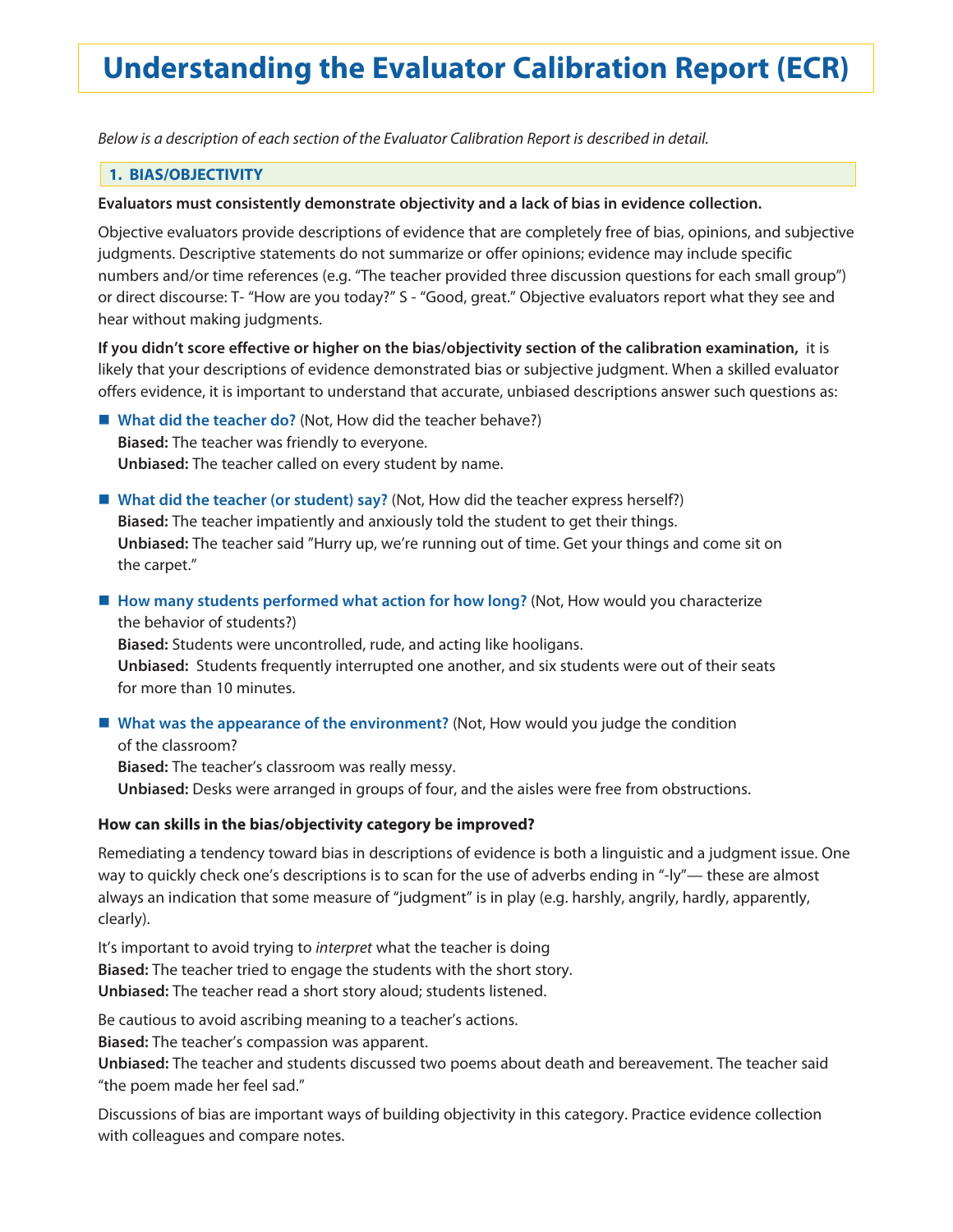# Understanding the Evaluator Calibration Report (ECR)

*Below is a description of each section of the Evaluator Calibration Report is described in detail.*

## 1. BIAS/OBJECTIVITY

**Evaluators must consistently demonstrate objectivity and a lack of bias in evidence collection.**

Objective evaluators provide descriptions of evidence that are completely free of bias, opinions, and subjective judgments. Descriptive statements do not summarize or offer opinions; evidence may include specific numbers and/or time references (e.g. "The teacher provided three discussion questions for each small group") or direct discourse: T- "How are you today?" S - "Good, great." Objective evaluators report what they see and hear without making judgments.

**If you didn't score effective or higher on the bias/objectivity section of the calibration examination,** it is likely that your descriptions of evidence demonstrated bias or subjective judgment. When a skilled evaluator offers evidence, it is important to understand that accurate, unbiased descriptions answer such questions as:

- **What did the teacher do?** (Not, How did the teacher behave?)
  **Biased:** The teacher was friendly to everyone.
  **Unbiased:** The teacher called on every student by name.

- **What did the teacher (or student) say?** (Not, How did the teacher express herself?)
  **Biased:** The teacher impatiently and anxiously told the student to get their things.
  **Unbiased:** The teacher said "Hurry up, we're running out of time. Get your things and come sit on the carpet."

- **How many students performed what action for how long?** (Not, How would you characterize the behavior of students?)
  **Biased:** Students were uncontrolled, rude, and acting like hooligans.
  **Unbiased:** Students frequently interrupted one another, and six students were out of their seats for more than 10 minutes.

- **What was the appearance of the environment?** (Not, How would you judge the condition of the classroom?
  **Biased:** The teacher's classroom was really messy.
  **Unbiased:** Desks were arranged in groups of four, and the aisles were free from obstructions.

**How can skills in the bias/objectivity category be improved?**

Remediating a tendency toward bias in descriptions of evidence is both a linguistic and a judgment issue. One way to quickly check one's descriptions is to scan for the use of adverbs ending in "-ly"— these are almost always an indication that some measure of "judgment" is in play (e.g. harshly, angrily, hardly, apparently, clearly).

It's important to avoid trying to *interpret* what the teacher is doing
**Biased:** The teacher tried to engage the students with the short story.
**Unbiased:** The teacher read a short story aloud; students listened.

Be cautious to avoid ascribing meaning to a teacher's actions.
**Biased:** The teacher's compassion was apparent.
**Unbiased:** The teacher and students discussed two poems about death and bereavement. The teacher said "the poem made her feel sad."

Discussions of bias are important ways of building objectivity in this category. Practice evidence collection with colleagues and compare notes.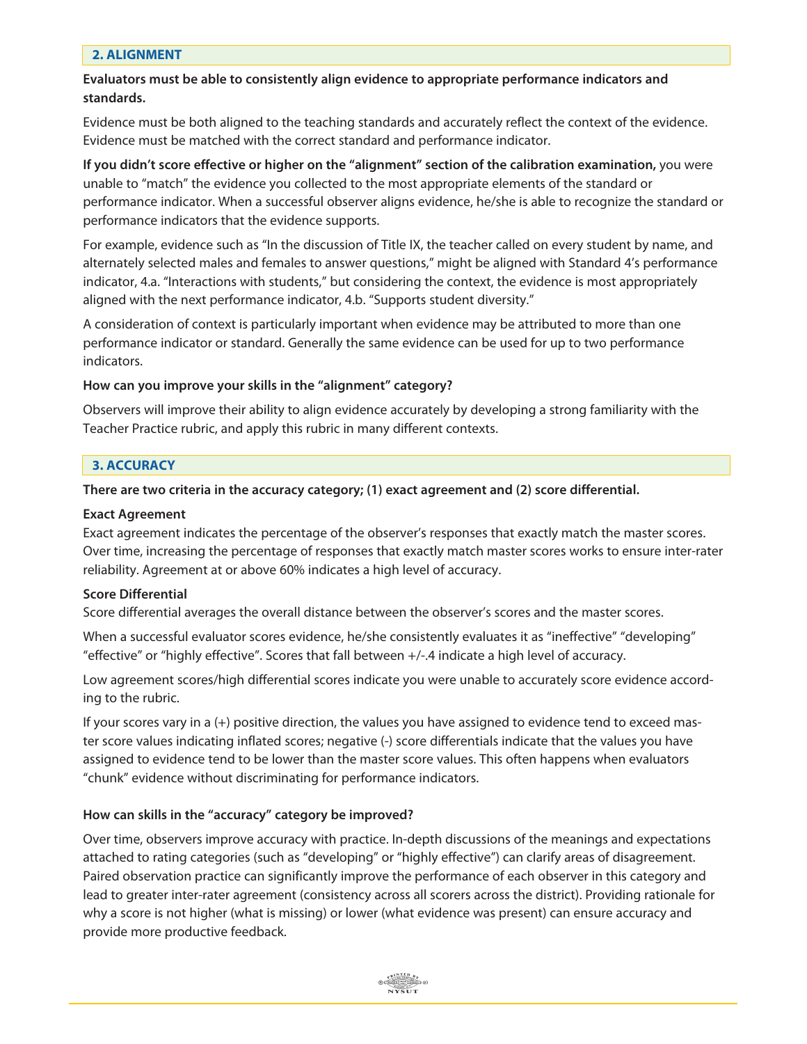## 2. ALIGNMENT

**Evaluators must be able to consistently align evidence to appropriate performance indicators and standards.**

Evidence must be both aligned to the teaching standards and accurately reflect the context of the evidence. Evidence must be matched with the correct standard and performance indicator.

**If you didn't score effective or higher on the "alignment" section of the calibration examination,** you were unable to "match" the evidence you collected to the most appropriate elements of the standard or performance indicator. When a successful observer aligns evidence, he/she is able to recognize the standard or performance indicators that the evidence supports.

For example, evidence such as "In the discussion of Title IX, the teacher called on every student by name, and alternately selected males and females to answer questions," might be aligned with Standard 4's performance indicator, 4.a. "Interactions with students," but considering the context, the evidence is most appropriately aligned with the next performance indicator, 4.b. "Supports student diversity."

A consideration of context is particularly important when evidence may be attributed to more than one performance indicator or standard. Generally the same evidence can be used for up to two performance indicators.

**How can you improve your skills in the "alignment" category?**

Observers will improve their ability to align evidence accurately by developing a strong familiarity with the Teacher Practice rubric, and apply this rubric in many different contexts.

## 3. ACCURACY

**There are two criteria in the accuracy category; (1) exact agreement and (2) score differential.**

**Exact Agreement**

Exact agreement indicates the percentage of the observer's responses that exactly match the master scores. Over time, increasing the percentage of responses that exactly match master scores works to ensure inter-rater reliability. Agreement at or above 60% indicates a high level of accuracy.

**Score Differential**

Score differential averages the overall distance between the observer's scores and the master scores.

When a successful evaluator scores evidence, he/she consistently evaluates it as "ineffective" "developing" "effective" or "highly effective". Scores that fall between +/-.4 indicate a high level of accuracy.

Low agreement scores/high differential scores indicate you were unable to accurately score evidence according to the rubric.

If your scores vary in a (+) positive direction, the values you have assigned to evidence tend to exceed master score values indicating inflated scores; negative (-) score differentials indicate that the values you have assigned to evidence tend to be lower than the master score values. This often happens when evaluators "chunk" evidence without discriminating for performance indicators.

**How can skills in the "accuracy" category be improved?**

Over time, observers improve accuracy with practice. In-depth discussions of the meanings and expectations attached to rating categories (such as "developing" or "highly effective") can clarify areas of disagreement. Paired observation practice can significantly improve the performance of each observer in this category and lead to greater inter-rater agreement (consistency across all scorers across the district). Providing rationale for why a score is not higher (what is missing) or lower (what evidence was present) can ensure accuracy and provide more productive feedback.